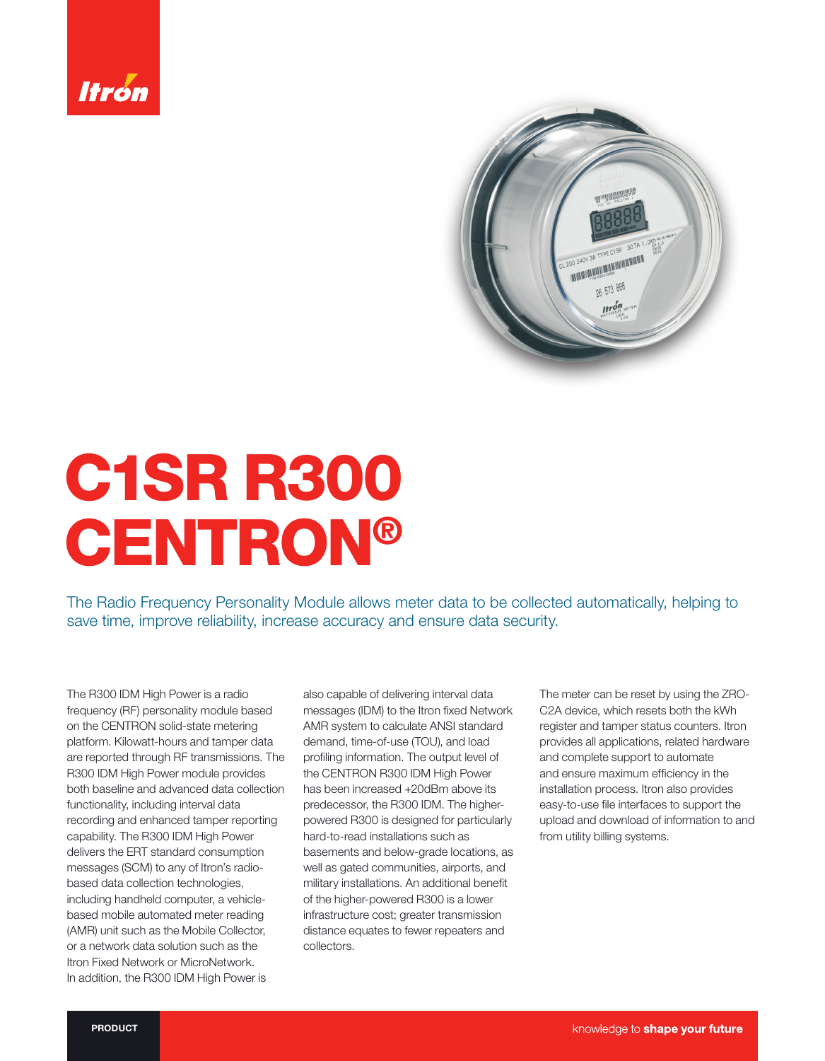# C1SR R300 CENTRON®

The Radio Frequency Personality Module allows meter data to be collected automatically, helping to save time, improve reliability, increase accuracy and ensure data security.

The R300 IDM High Power is a radio frequency (RF) personality module based on the CENTRON solid-state metering platform. Kilowatt-hours and tamper data are reported through RF transmissions. The R300 IDM High Power module provides both baseline and advanced data collection functionality, including interval data recording and enhanced tamper reporting capability. The R300 IDM High Power delivers the ERT standard consumption messages (SCM) to any of Itron's radio-based data collection technologies, including handheld computer, a vehicle-based mobile automated meter reading (AMR) unit such as the Mobile Collector, or a network data solution such as the Itron Fixed Network or MicroNetwork. In addition, the R300 IDM High Power is also capable of delivering interval data messages (IDM) to the Itron fixed Network AMR system to calculate ANSI standard demand, time-of-use (TOU), and load profiling information. The output level of the CENTRON R300 IDM High Power has been increased +20dBm above its predecessor, the R300 IDM. The higher-powered R300 is designed for particularly hard-to-read installations such as basements and below-grade locations, as well as gated communities, airports, and military installations. An additional benefit of the higher-powered R300 is a lower infrastructure cost; greater transmission distance equates to fewer repeaters and collectors.

The meter can be reset by using the ZRO-C2A device, which resets both the kWh register and tamper status counters. Itron provides all applications, related hardware and complete support to automate and ensure maximum efficiency in the installation process. Itron also provides easy-to-use file interfaces to support the upload and download of information to and from utility billing systems.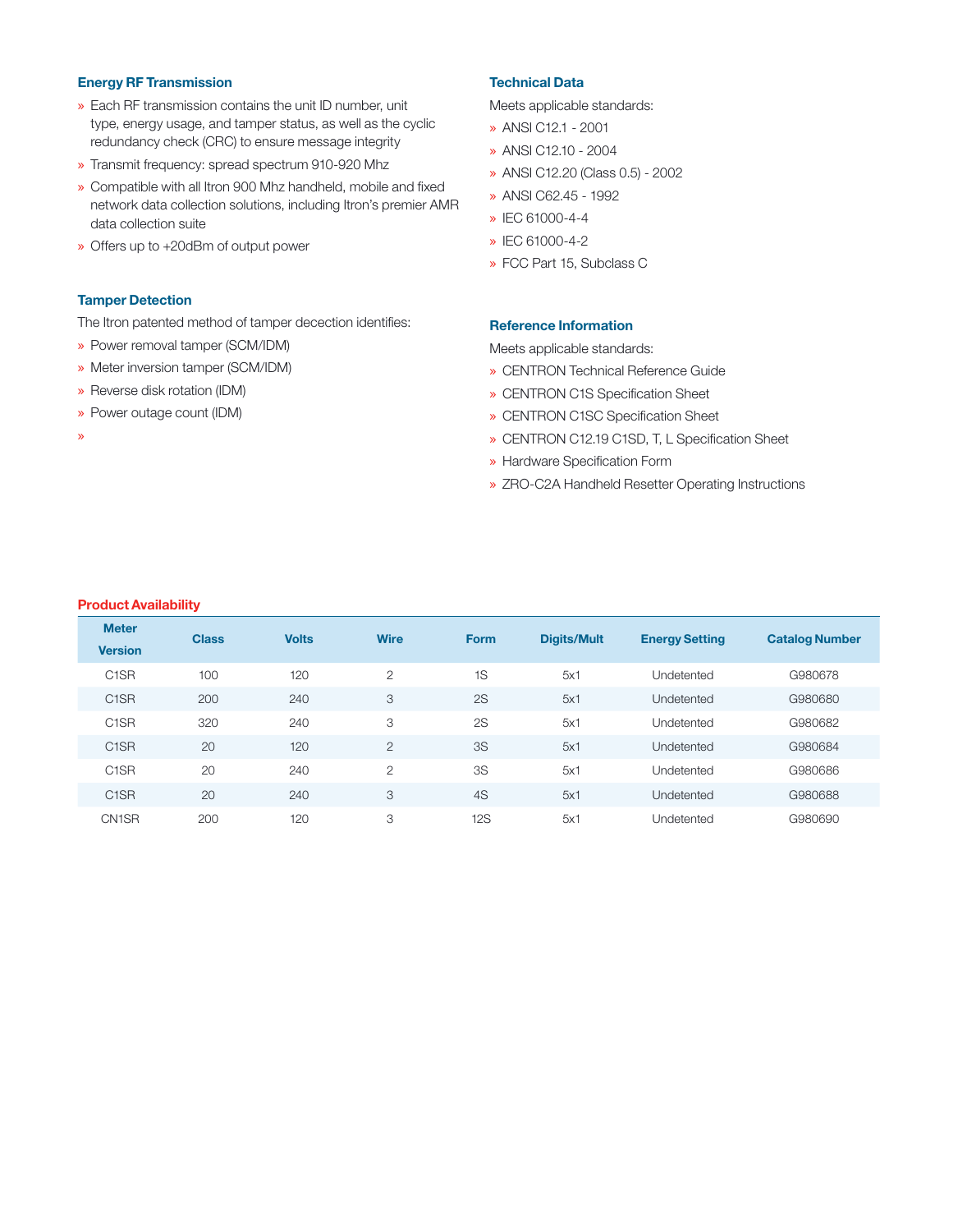### Energy RF Transmission

- Each RF transmission contains the unit ID number, unit type, energy usage, and tamper status, as well as the cyclic redundancy check (CRC) to ensure message integrity
- Transmit frequency: spread spectrum 910-920 Mhz
- Compatible with all Itron 900 Mhz handheld, mobile and fixed network data collection solutions, including Itron's premier AMR data collection suite
- Offers up to +20dBm of output power

### Tamper Detection

The Itron patented method of tamper decection identifies:

- Power removal tamper (SCM/IDM)
- Meter inversion tamper (SCM/IDM)
- Reverse disk rotation (IDM)
- Power outage count (IDM)

### Technical Data

Meets applicable standards:

- ANSI C12.1 - 2001
- ANSI C12.10 - 2004
- ANSI C12.20 (Class 0.5) - 2002
- ANSI C62.45 - 1992
- IEC 61000-4-4
- IEC 61000-4-2
- FCC Part 15, Subclass C

### Reference Information

Meets applicable standards:

- CENTRON Technical Reference Guide
- CENTRON C1S Specification Sheet
- CENTRON C1SC Specification Sheet
- CENTRON C12.19 C1SD, T, L Specification Sheet
- Hardware Specification Form
- ZRO-C2A Handheld Resetter Operating Instructions

### Product Availability

| Meter Version | Class | Volts | Wire | Form | Digits/Mult | Energy Setting | Catalog Number |
|---|---|---|---|---|---|---|---|
| C1SR | 100 | 120 | 2 | 1S | 5x1 | Undetented | G980678 |
| C1SR | 200 | 240 | 3 | 2S | 5x1 | Undetented | G980680 |
| C1SR | 320 | 240 | 3 | 2S | 5x1 | Undetented | G980682 |
| C1SR | 20 | 120 | 2 | 3S | 5x1 | Undetented | G980684 |
| C1SR | 20 | 240 | 2 | 3S | 5x1 | Undetented | G980686 |
| C1SR | 20 | 240 | 3 | 4S | 5x1 | Undetented | G980688 |
| CN1SR | 200 | 120 | 3 | 12S | 5x1 | Undetented | G980690 |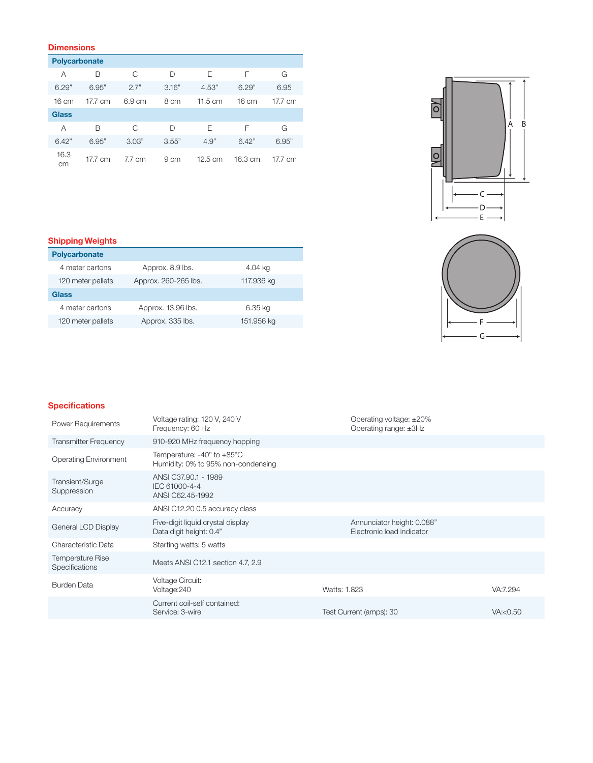## Dimensions

| | A | B | C | D | E | F | G |
|---|---|---|---|---|---|---|---|
| **Polycarbonate** | | | | | | | |
| | 6.29" | 6.95" | 2.7" | 3.16" | 4.53" | 6.29" | 6.95 |
| | 16 cm | 17.7 cm | 6.9 cm | 8 cm | 11.5 cm | 16 cm | 17.7 cm |
| **Glass** | | | | | | | |
| | 6.42" | 6.95" | 3.03" | 3.55" | 4.9" | 6.42" | 6.95" |
| | 16.3 cm | 17.7 cm | 7.7 cm | 9 cm | 12.5 cm | 16.3 cm | 17.7 cm |

## Shipping Weights

| | | |
|---|---|---|
| **Polycarbonate** | | |
| 4 meter cartons | Approx. 8.9 lbs. | 4.04 kg |
| 120 meter pallets | Approx. 260-265 lbs. | 117.936 kg |
| **Glass** | | |
| 4 meter cartons | Approx. 13.96 lbs. | 6.35 kg |
| 120 meter pallets | Approx. 335 lbs. | 151.956 kg |

## Specifications

| | | | |
|---|---|---|---|
| Power Requirements | Voltage rating: 120 V, 240 V<br>Frequency: 60 Hz | Operating voltage: ±20%<br>Operating range: ±3Hz | |
| Transmitter Frequency | 910-920 MHz frequency hopping | | |
| Operating Environment | Temperature: -40° to +85°C<br>Humidity: 0% to 95% non-condensing | | |
| Transient/Surge Suppression | ANSI C37.90.1 - 1989<br>IEC 61000-4-4<br>ANSI C62.45-1992 | | |
| Accuracy | ANSI C12.20 0.5 accuracy class | | |
| General LCD Display | Five-digit liquid crystal display<br>Data digit height: 0.4" | Annunciator height: 0.088"<br>Electronic load indicator | |
| Characteristic Data | Starting watts: 5 watts | | |
| Temperature Rise Specifications | Meets ANSI C12.1 section 4.7, 2.9 | | |
| Burden Data | Voltage Circuit:<br>Voltage:240 | Watts: 1.823 | VA:7.294 |
| | Current coil-self contained:<br>Service: 3-wire | Test Current (amps): 30 | VA:<0.50 |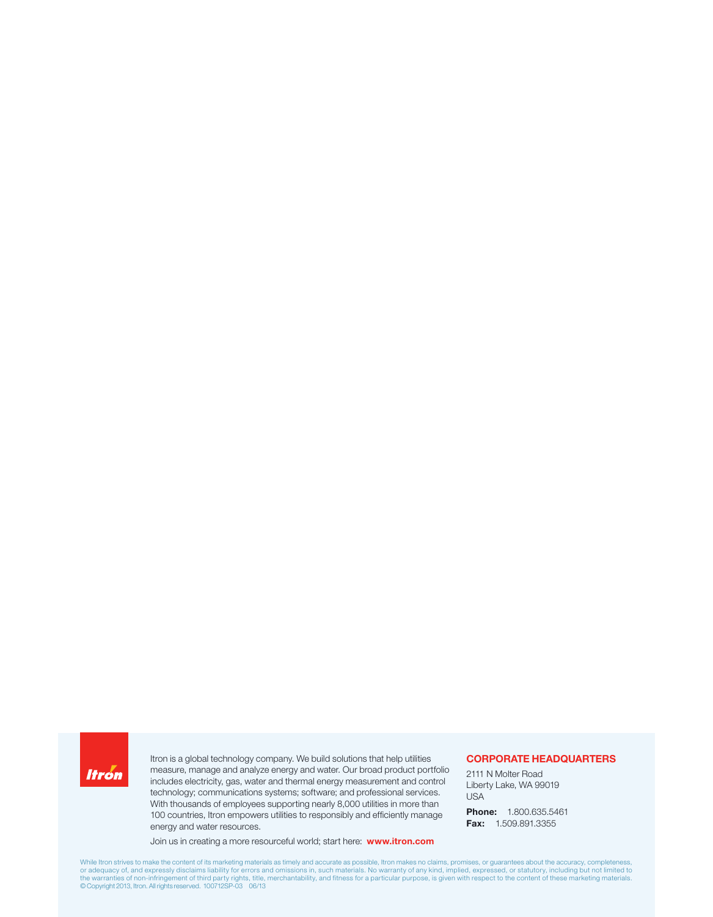Itron

Itron is a global technology company. We build solutions that help utilities measure, manage and analyze energy and water. Our broad product portfolio includes electricity, gas, water and thermal energy measurement and control technology; communications systems; software; and professional services. With thousands of employees supporting nearly 8,000 utilities in more than 100 countries, Itron empowers utilities to responsibly and efficiently manage energy and water resources.

Join us in creating a more resourceful world; start here: **www.itron.com**

## CORPORATE HEADQUARTERS

2111 N Molter Road
Liberty Lake, WA 99019
USA

**Phone:** 1.800.635.5461
**Fax:** 1.509.891.3355

While Itron strives to make the content of its marketing materials as timely and accurate as possible, Itron makes no claims, promises, or guarantees about the accuracy, completeness, or adequacy of, and expressly disclaims liability for errors and omissions in, such materials. No warranty of any kind, implied, expressed, or statutory, including but not limited to the warranties of non-infringement of third party rights, title, merchantability, and fitness for a particular purpose, is given with respect to the content of these marketing materials. © Copyright 2013, Itron. All rights reserved. 100712SP-03 06/13